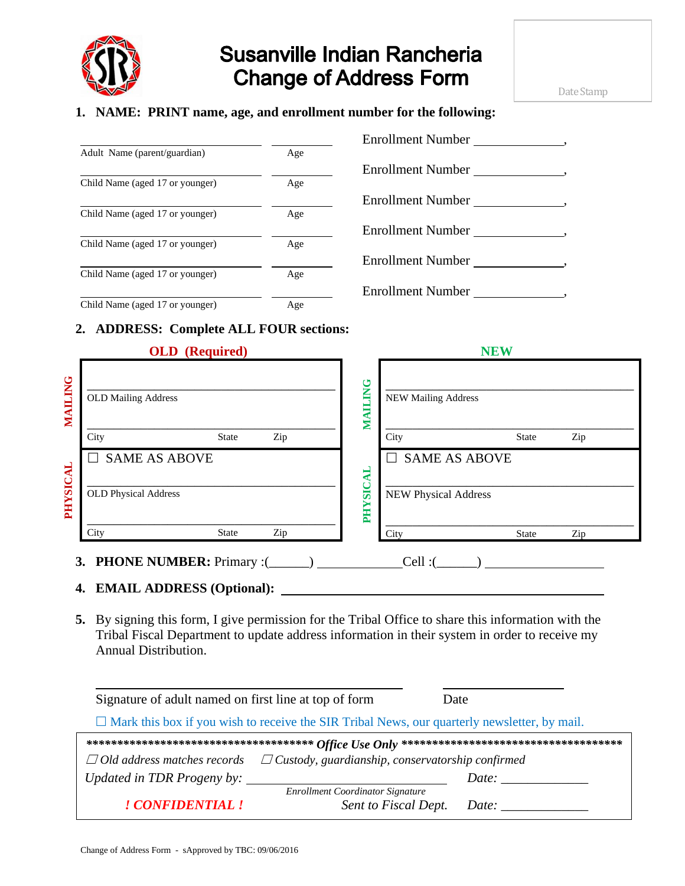# Susanville Indian Rancheria
# Change of Address Form

Date Stamp

**1. NAME: PRINT name, age, and enrollment number for the following:**

| Name | Age | Enrollment Number |
|---|---|---|
| Adult Name (parent/guardian) | Age | Enrollment Number ______________, |
| Child Name (aged 17 or younger) | Age | Enrollment Number ______________, |
| Child Name (aged 17 or younger) | Age | Enrollment Number ______________, |
| Child Name (aged 17 or younger) | Age | Enrollment Number ______________, |
| Child Name (aged 17 or younger) | Age | Enrollment Number ______________, |
| Child Name (aged 17 or younger) | Age | Enrollment Number ______________, |

**2. ADDRESS: Complete ALL FOUR sections:**

| | OLD (Required) | NEW |
|---|---|---|
| MAILING | OLD Mailing Address<br>City State Zip | NEW Mailing Address<br>City State Zip |
| PHYSICAL | ☐ SAME AS ABOVE<br>OLD Physical Address<br>City State Zip | ☐ SAME AS ABOVE<br>NEW Physical Address<br>City State Zip |

**3. PHONE NUMBER:** Primary :(______) _____________Cell :(______) __________________

**4. EMAIL ADDRESS (Optional):** ________________________________________

**5.** By signing this form, I give permission for the Tribal Office to share this information with the Tribal Fiscal Department to update address information in their system in order to receive my Annual Distribution.

Signature of adult named on first line at top of form ____________________ Date __________

☐ Mark this box if you wish to receive the SIR Tribal News, our quarterly newsletter, by mail.

***************************************** ***Office Use Only*** *****************************************

*☐ Old address matches records ☐ Custody, guardianship, conservatorship confirmed*

*Updated in TDR Progeny by:* ______________________________ *Date:* _____________

*Enrollment Coordinator Signature*

***! CONFIDENTIAL !*** *Sent to Fiscal Dept. Date:* _____________

Change of Address Form - sApproved by TBC: 09/06/2016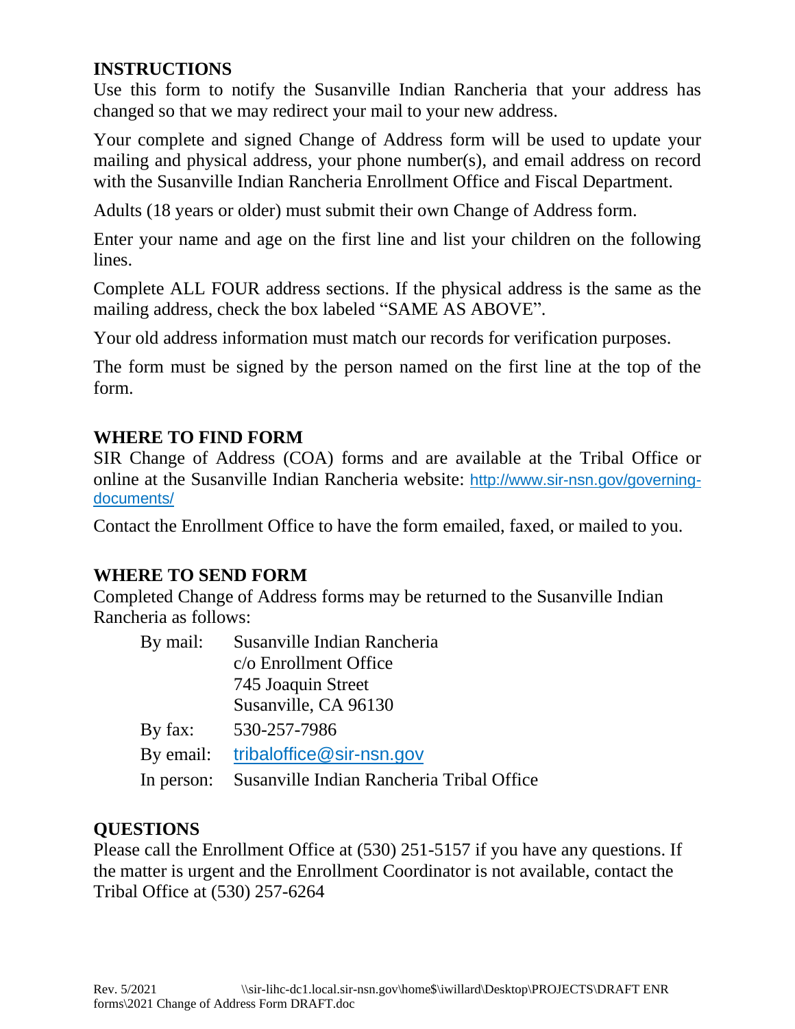## INSTRUCTIONS

Use this form to notify the Susanville Indian Rancheria that your address has changed so that we may redirect your mail to your new address.

Your complete and signed Change of Address form will be used to update your mailing and physical address, your phone number(s), and email address on record with the Susanville Indian Rancheria Enrollment Office and Fiscal Department.

Adults (18 years or older) must submit their own Change of Address form.

Enter your name and age on the first line and list your children on the following lines.

Complete ALL FOUR address sections. If the physical address is the same as the mailing address, check the box labeled "SAME AS ABOVE".

Your old address information must match our records for verification purposes.

The form must be signed by the person named on the first line at the top of the form.

## WHERE TO FIND FORM

SIR Change of Address (COA) forms and are available at the Tribal Office or online at the Susanville Indian Rancheria website: http://www.sir-nsn.gov/governing-documents/

Contact the Enrollment Office to have the form emailed, faxed, or mailed to you.

## WHERE TO SEND FORM

Completed Change of Address forms may be returned to the Susanville Indian Rancheria as follows:

| | |
|---|---|
| By mail: | Susanville Indian Rancheria<br>c/o Enrollment Office<br>745 Joaquin Street<br>Susanville, CA 96130 |
| By fax: | 530-257-7986 |
| By email: | tribaloffice@sir-nsn.gov |
| In person: | Susanville Indian Rancheria Tribal Office |

## QUESTIONS

Please call the Enrollment Office at (530) 251-5157 if you have any questions. If the matter is urgent and the Enrollment Coordinator is not available, contact the Tribal Office at (530) 257-6264

Rev. 5/2021 \\sir-lihc-dc1.local.sir-nsn.gov\home$\iwillard\Desktop\PROJECTS\DRAFT ENR forms\2021 Change of Address Form DRAFT.doc